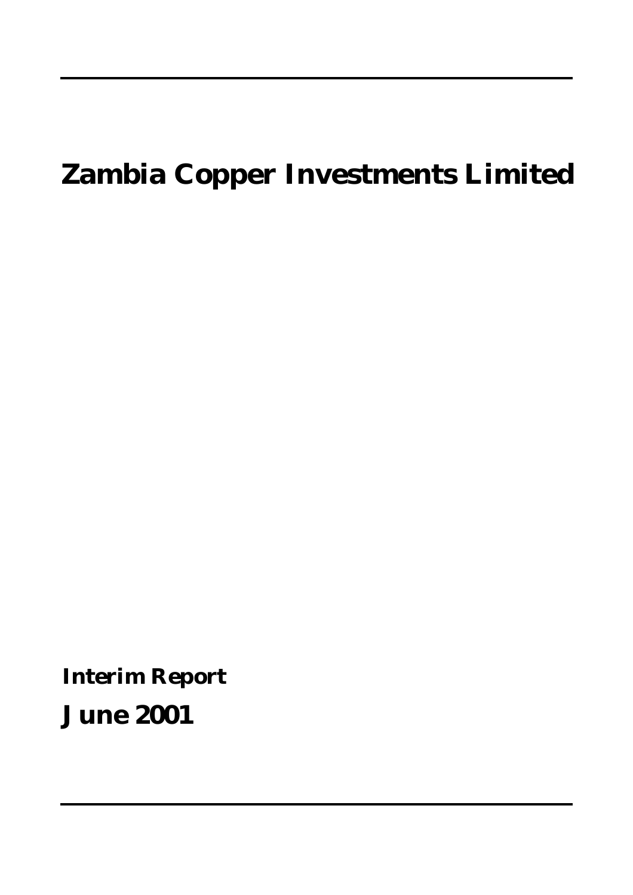# Zambia Copper Investments Limited

**Interim Report**

**June 2001**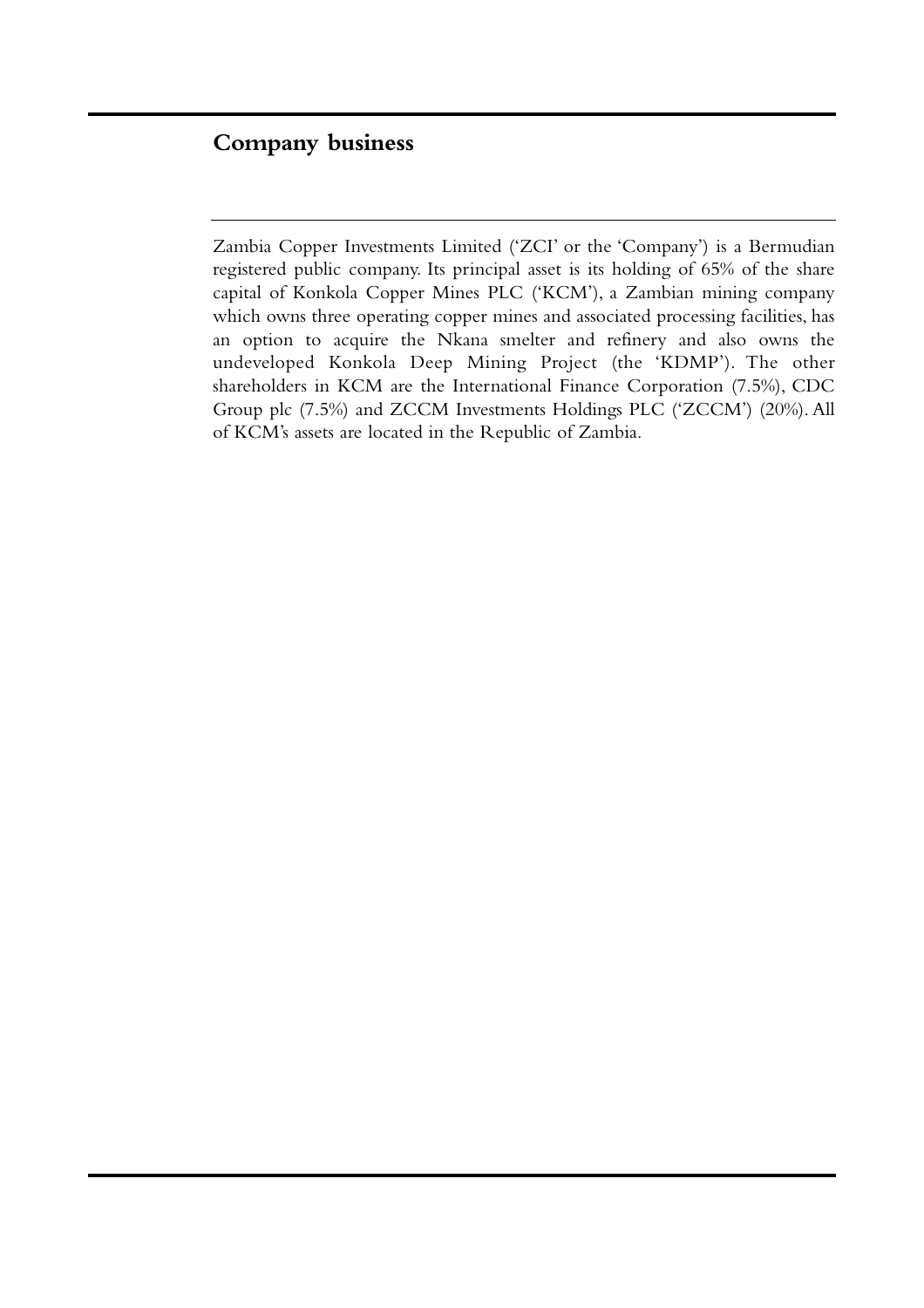## Company business

Zambia Copper Investments Limited ('ZCI' or the 'Company') is a Bermudian registered public company. Its principal asset is its holding of 65% of the share capital of Konkola Copper Mines PLC ('KCM'), a Zambian mining company which owns three operating copper mines and associated processing facilities, has an option to acquire the Nkana smelter and refinery and also owns the undeveloped Konkola Deep Mining Project (the 'KDMP'). The other shareholders in KCM are the International Finance Corporation (7.5%), CDC Group plc (7.5%) and ZCCM Investments Holdings PLC ('ZCCM') (20%). All of KCM's assets are located in the Republic of Zambia.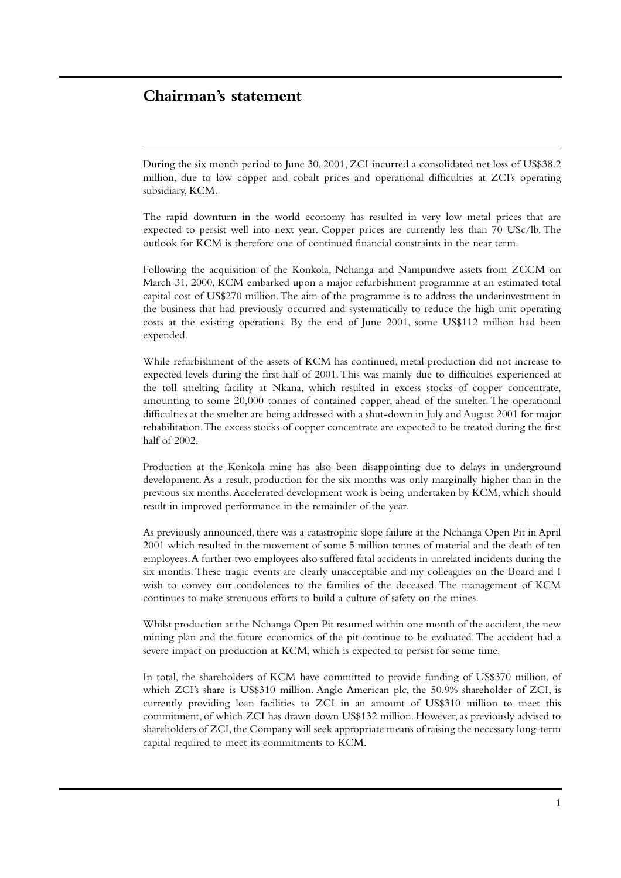# Chairman's statement

During the six month period to June 30, 2001, ZCI incurred a consolidated net loss of US$38.2 million, due to low copper and cobalt prices and operational difficulties at ZCI's operating subsidiary, KCM.

The rapid downturn in the world economy has resulted in very low metal prices that are expected to persist well into next year. Copper prices are currently less than 70 USc/lb. The outlook for KCM is therefore one of continued financial constraints in the near term.

Following the acquisition of the Konkola, Nchanga and Nampundwe assets from ZCCM on March 31, 2000, KCM embarked upon a major refurbishment programme at an estimated total capital cost of US$270 million. The aim of the programme is to address the underinvestment in the business that had previously occurred and systematically to reduce the high unit operating costs at the existing operations. By the end of June 2001, some US$112 million had been expended.

While refurbishment of the assets of KCM has continued, metal production did not increase to expected levels during the first half of 2001. This was mainly due to difficulties experienced at the toll smelting facility at Nkana, which resulted in excess stocks of copper concentrate, amounting to some 20,000 tonnes of contained copper, ahead of the smelter. The operational difficulties at the smelter are being addressed with a shut-down in July and August 2001 for major rehabilitation. The excess stocks of copper concentrate are expected to be treated during the first half of 2002.

Production at the Konkola mine has also been disappointing due to delays in underground development. As a result, production for the six months was only marginally higher than in the previous six months. Accelerated development work is being undertaken by KCM, which should result in improved performance in the remainder of the year.

As previously announced, there was a catastrophic slope failure at the Nchanga Open Pit in April 2001 which resulted in the movement of some 5 million tonnes of material and the death of ten employees. A further two employees also suffered fatal accidents in unrelated incidents during the six months. These tragic events are clearly unacceptable and my colleagues on the Board and I wish to convey our condolences to the families of the deceased. The management of KCM continues to make strenuous efforts to build a culture of safety on the mines.

Whilst production at the Nchanga Open Pit resumed within one month of the accident, the new mining plan and the future economics of the pit continue to be evaluated. The accident had a severe impact on production at KCM, which is expected to persist for some time.

In total, the shareholders of KCM have committed to provide funding of US$370 million, of which ZCI's share is US$310 million. Anglo American plc, the 50.9% shareholder of ZCI, is currently providing loan facilities to ZCI in an amount of US$310 million to meet this commitment, of which ZCI has drawn down US$132 million. However, as previously advised to shareholders of ZCI, the Company will seek appropriate means of raising the necessary long-term capital required to meet its commitments to KCM.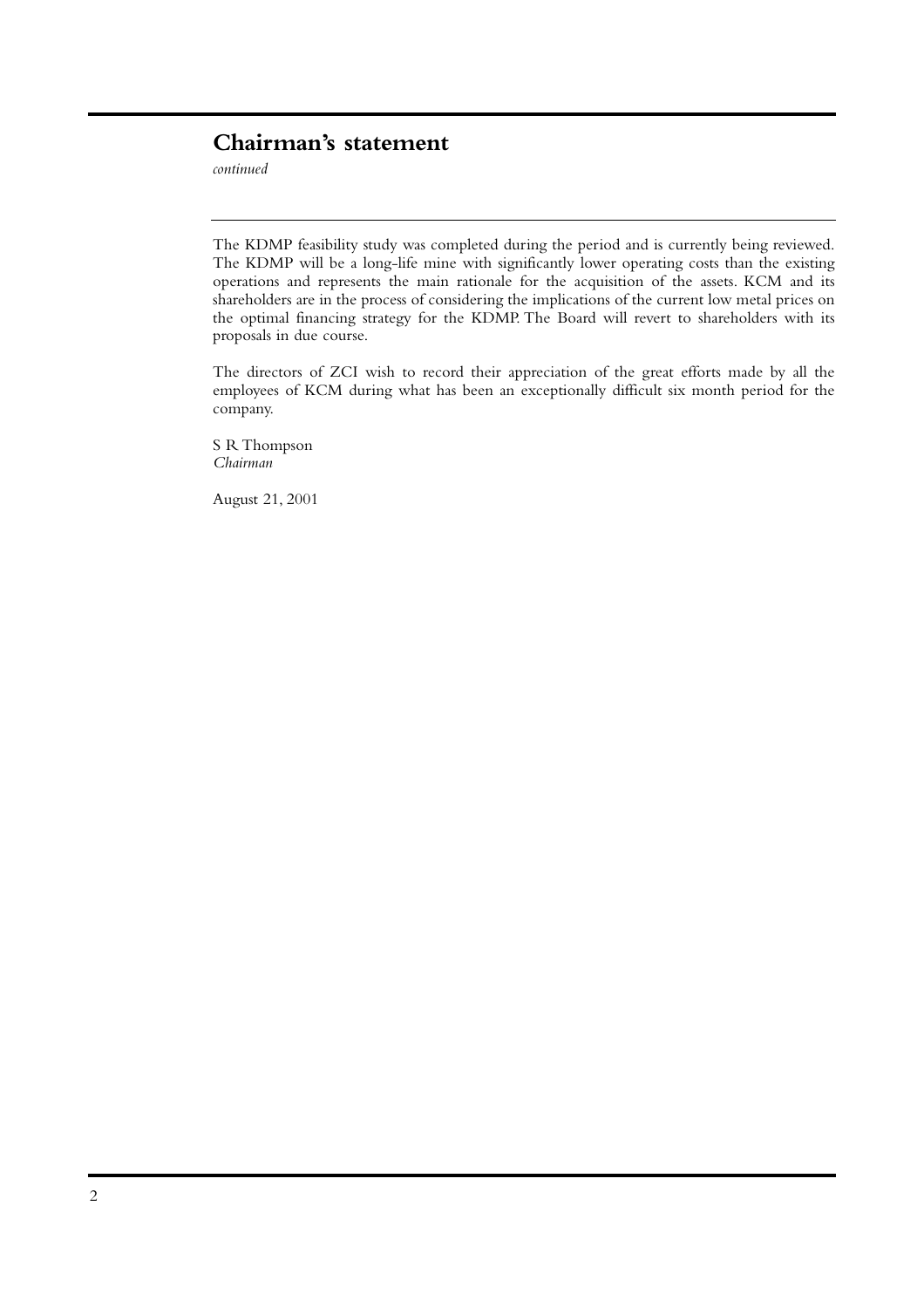## Chairman's statement

*continued*

The KDMP feasibility study was completed during the period and is currently being reviewed. The KDMP will be a long-life mine with significantly lower operating costs than the existing operations and represents the main rationale for the acquisition of the assets. KCM and its shareholders are in the process of considering the implications of the current low metal prices on the optimal financing strategy for the KDMP. The Board will revert to shareholders with its proposals in due course.

The directors of ZCI wish to record their appreciation of the great efforts made by all the employees of KCM during what has been an exceptionally difficult six month period for the company.

S R Thompson
*Chairman*

August 21, 2001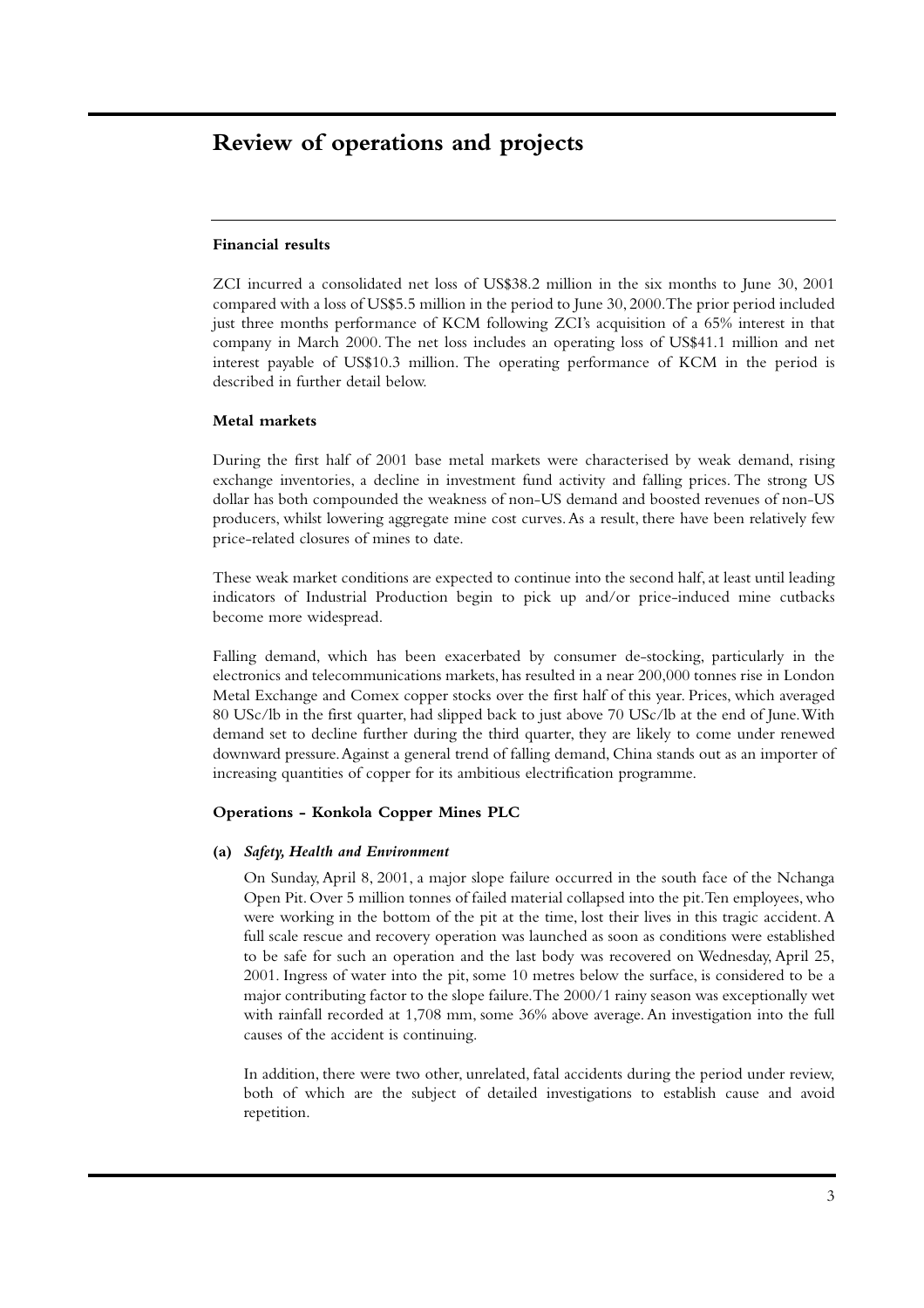# Review of operations and projects

## Financial results

ZCI incurred a consolidated net loss of US$38.2 million in the six months to June 30, 2001 compared with a loss of US$5.5 million in the period to June 30, 2000. The prior period included just three months performance of KCM following ZCI's acquisition of a 65% interest in that company in March 2000. The net loss includes an operating loss of US$41.1 million and net interest payable of US$10.3 million. The operating performance of KCM in the period is described in further detail below.

## Metal markets

During the first half of 2001 base metal markets were characterised by weak demand, rising exchange inventories, a decline in investment fund activity and falling prices. The strong US dollar has both compounded the weakness of non-US demand and boosted revenues of non-US producers, whilst lowering aggregate mine cost curves. As a result, there have been relatively few price-related closures of mines to date.

These weak market conditions are expected to continue into the second half, at least until leading indicators of Industrial Production begin to pick up and/or price-induced mine cutbacks become more widespread.

Falling demand, which has been exacerbated by consumer de-stocking, particularly in the electronics and telecommunications markets, has resulted in a near 200,000 tonnes rise in London Metal Exchange and Comex copper stocks over the first half of this year. Prices, which averaged 80 USc/lb in the first quarter, had slipped back to just above 70 USc/lb at the end of June. With demand set to decline further during the third quarter, they are likely to come under renewed downward pressure. Against a general trend of falling demand, China stands out as an importer of increasing quantities of copper for its ambitious electrification programme.

## Operations - Konkola Copper Mines PLC

**(a)** ***Safety, Health and Environment***

On Sunday, April 8, 2001, a major slope failure occurred in the south face of the Nchanga Open Pit. Over 5 million tonnes of failed material collapsed into the pit. Ten employees, who were working in the bottom of the pit at the time, lost their lives in this tragic accident. A full scale rescue and recovery operation was launched as soon as conditions were established to be safe for such an operation and the last body was recovered on Wednesday, April 25, 2001. Ingress of water into the pit, some 10 metres below the surface, is considered to be a major contributing factor to the slope failure. The 2000/1 rainy season was exceptionally wet with rainfall recorded at 1,708 mm, some 36% above average. An investigation into the full causes of the accident is continuing.

In addition, there were two other, unrelated, fatal accidents during the period under review, both of which are the subject of detailed investigations to establish cause and avoid repetition.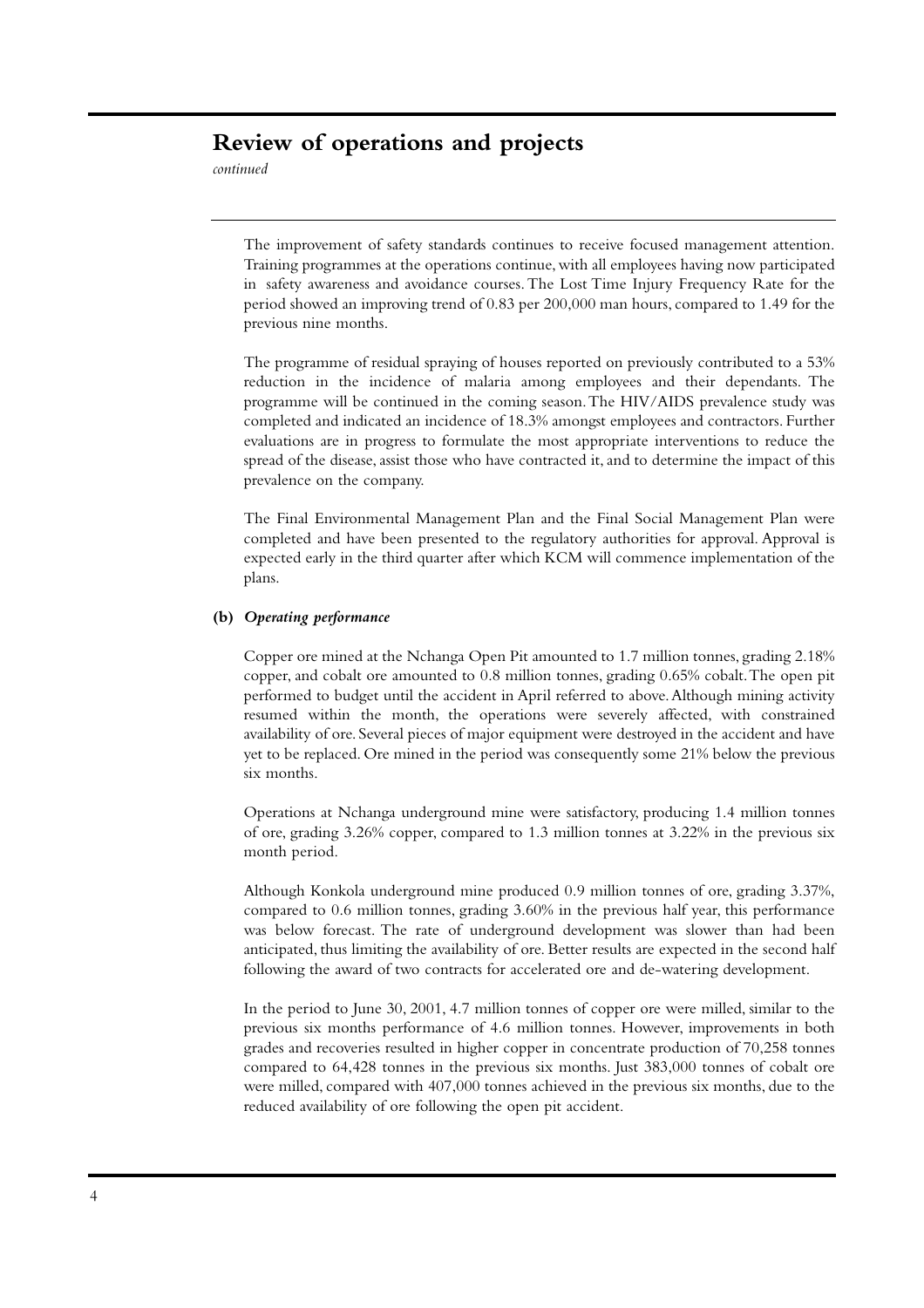# Review of operations and projects

*continued*

The improvement of safety standards continues to receive focused management attention. Training programmes at the operations continue, with all employees having now participated in safety awareness and avoidance courses. The Lost Time Injury Frequency Rate for the period showed an improving trend of 0.83 per 200,000 man hours, compared to 1.49 for the previous nine months.

The programme of residual spraying of houses reported on previously contributed to a 53% reduction in the incidence of malaria among employees and their dependants. The programme will be continued in the coming season. The HIV/AIDS prevalence study was completed and indicated an incidence of 18.3% amongst employees and contractors. Further evaluations are in progress to formulate the most appropriate interventions to reduce the spread of the disease, assist those who have contracted it, and to determine the impact of this prevalence on the company.

The Final Environmental Management Plan and the Final Social Management Plan were completed and have been presented to the regulatory authorities for approval. Approval is expected early in the third quarter after which KCM will commence implementation of the plans.

**(b)** ***Operating performance***

Copper ore mined at the Nchanga Open Pit amounted to 1.7 million tonnes, grading 2.18% copper, and cobalt ore amounted to 0.8 million tonnes, grading 0.65% cobalt. The open pit performed to budget until the accident in April referred to above. Although mining activity resumed within the month, the operations were severely affected, with constrained availability of ore. Several pieces of major equipment were destroyed in the accident and have yet to be replaced. Ore mined in the period was consequently some 21% below the previous six months.

Operations at Nchanga underground mine were satisfactory, producing 1.4 million tonnes of ore, grading 3.26% copper, compared to 1.3 million tonnes at 3.22% in the previous six month period.

Although Konkola underground mine produced 0.9 million tonnes of ore, grading 3.37%, compared to 0.6 million tonnes, grading 3.60% in the previous half year, this performance was below forecast. The rate of underground development was slower than had been anticipated, thus limiting the availability of ore. Better results are expected in the second half following the award of two contracts for accelerated ore and de-watering development.

In the period to June 30, 2001, 4.7 million tonnes of copper ore were milled, similar to the previous six months performance of 4.6 million tonnes. However, improvements in both grades and recoveries resulted in higher copper in concentrate production of 70,258 tonnes compared to 64,428 tonnes in the previous six months. Just 383,000 tonnes of cobalt ore were milled, compared with 407,000 tonnes achieved in the previous six months, due to the reduced availability of ore following the open pit accident.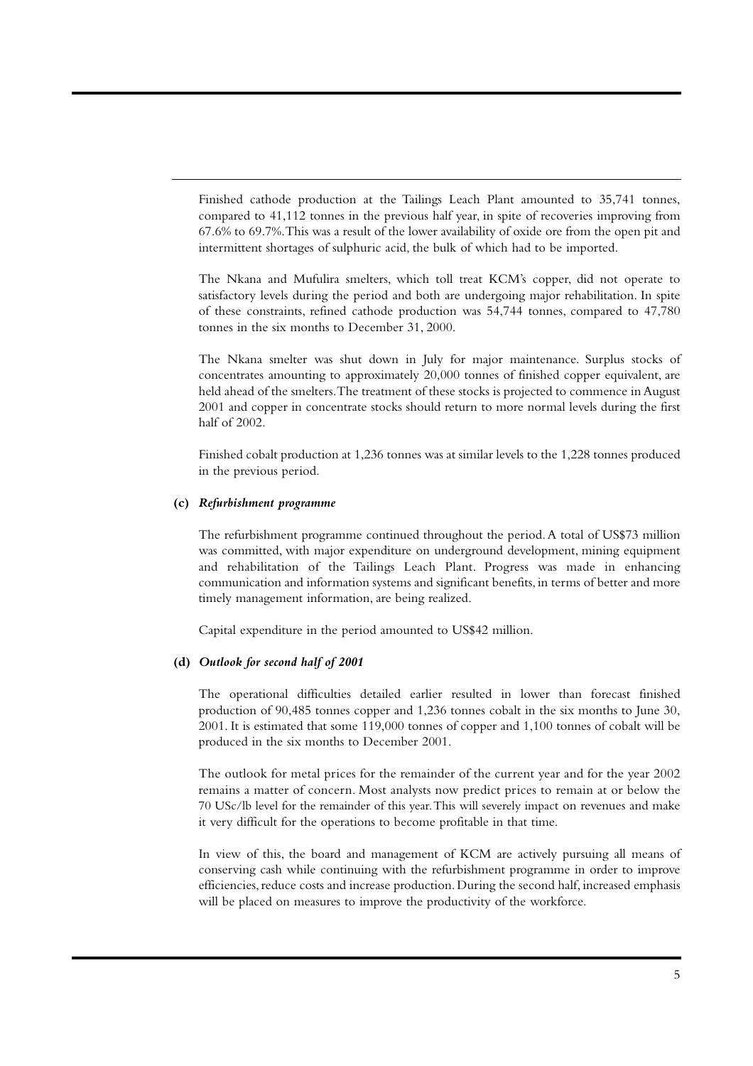Finished cathode production at the Tailings Leach Plant amounted to 35,741 tonnes, compared to 41,112 tonnes in the previous half year, in spite of recoveries improving from 67.6% to 69.7%. This was a result of the lower availability of oxide ore from the open pit and intermittent shortages of sulphuric acid, the bulk of which had to be imported.

The Nkana and Mufulira smelters, which toll treat KCM's copper, did not operate to satisfactory levels during the period and both are undergoing major rehabilitation. In spite of these constraints, refined cathode production was 54,744 tonnes, compared to 47,780 tonnes in the six months to December 31, 2000.

The Nkana smelter was shut down in July for major maintenance. Surplus stocks of concentrates amounting to approximately 20,000 tonnes of finished copper equivalent, are held ahead of the smelters. The treatment of these stocks is projected to commence in August 2001 and copper in concentrate stocks should return to more normal levels during the first half of 2002.

Finished cobalt production at 1,236 tonnes was at similar levels to the 1,228 tonnes produced in the previous period.

**(c)** ***Refurbishment programme***

The refurbishment programme continued throughout the period. A total of US$73 million was committed, with major expenditure on underground development, mining equipment and rehabilitation of the Tailings Leach Plant. Progress was made in enhancing communication and information systems and significant benefits, in terms of better and more timely management information, are being realized.

Capital expenditure in the period amounted to US$42 million.

**(d)** ***Outlook for second half of 2001***

The operational difficulties detailed earlier resulted in lower than forecast finished production of 90,485 tonnes copper and 1,236 tonnes cobalt in the six months to June 30, 2001. It is estimated that some 119,000 tonnes of copper and 1,100 tonnes of cobalt will be produced in the six months to December 2001.

The outlook for metal prices for the remainder of the current year and for the year 2002 remains a matter of concern. Most analysts now predict prices to remain at or below the 70 USc/lb level for the remainder of this year. This will severely impact on revenues and make it very difficult for the operations to become profitable in that time.

In view of this, the board and management of KCM are actively pursuing all means of conserving cash while continuing with the refurbishment programme in order to improve efficiencies, reduce costs and increase production. During the second half, increased emphasis will be placed on measures to improve the productivity of the workforce.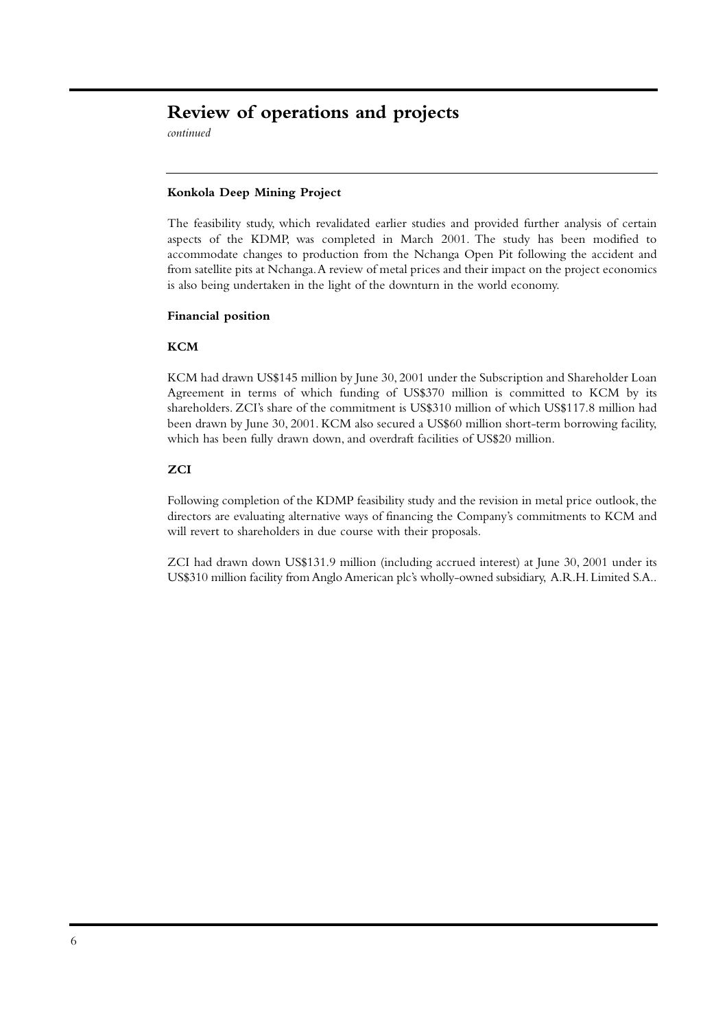# Review of operations and projects

*continued*

### Konkola Deep Mining Project

The feasibility study, which revalidated earlier studies and provided further analysis of certain aspects of the KDMP, was completed in March 2001. The study has been modified to accommodate changes to production from the Nchanga Open Pit following the accident and from satellite pits at Nchanga. A review of metal prices and their impact on the project economics is also being undertaken in the light of the downturn in the world economy.

### Financial position

#### KCM

KCM had drawn US$145 million by June 30, 2001 under the Subscription and Shareholder Loan Agreement in terms of which funding of US$370 million is committed to KCM by its shareholders. ZCI's share of the commitment is US$310 million of which US$117.8 million had been drawn by June 30, 2001. KCM also secured a US$60 million short-term borrowing facility, which has been fully drawn down, and overdraft facilities of US$20 million.

#### ZCI

Following completion of the KDMP feasibility study and the revision in metal price outlook, the directors are evaluating alternative ways of financing the Company's commitments to KCM and will revert to shareholders in due course with their proposals.

ZCI had drawn down US$131.9 million (including accrued interest) at June 30, 2001 under its US$310 million facility from Anglo American plc's wholly-owned subsidiary, A.R.H. Limited S.A..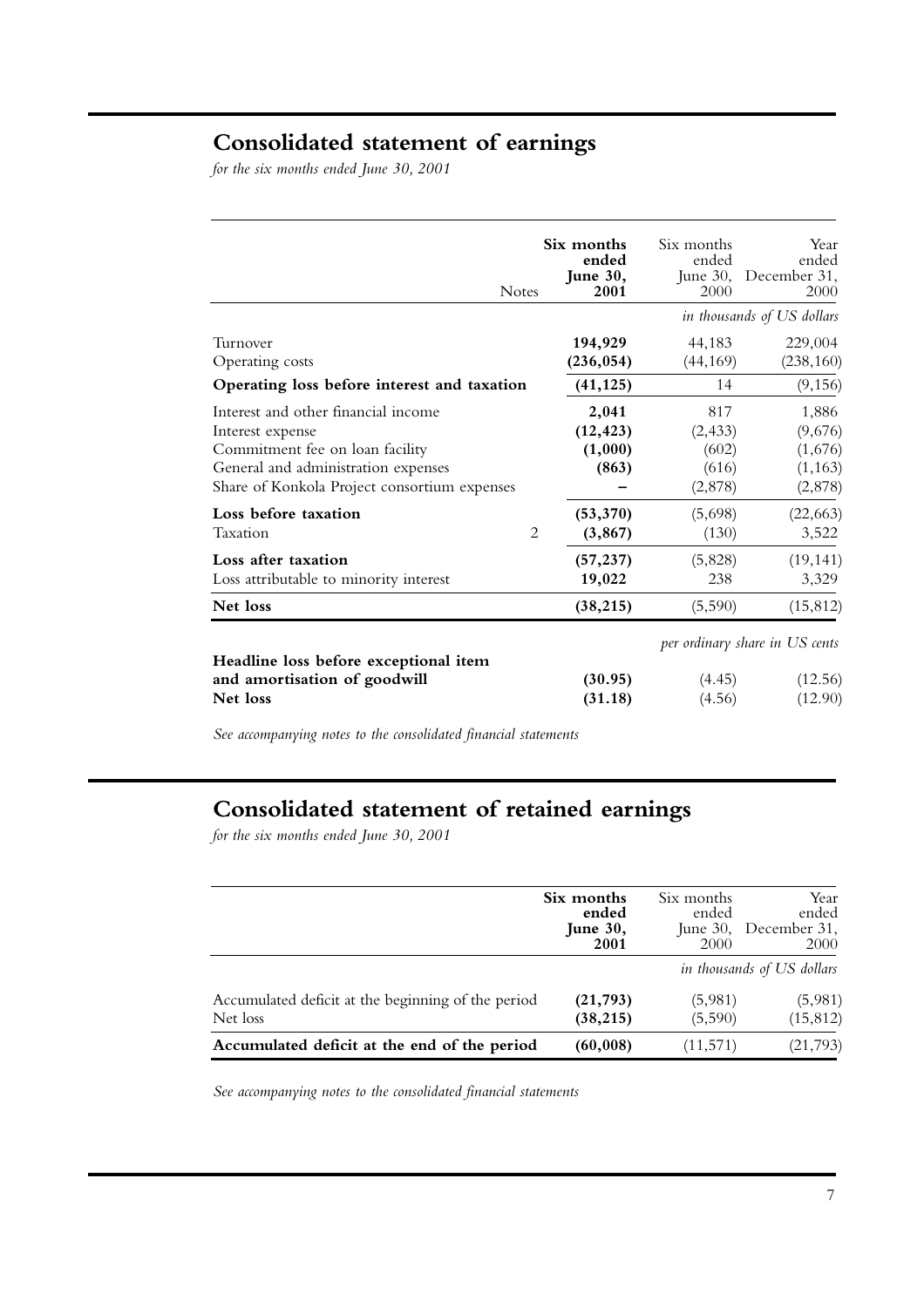## Consolidated statement of earnings

*for the six months ended June 30, 2001*

| | Notes | **Six months ended June 30, 2001** | Six months ended June 30, 2000 | Year ended December 31, 2000 |
|---|---|---|---|---|
| | | | *in thousands of US dollars* | |
| Turnover | | **194,929** | 44,183 | 229,004 |
| Operating costs | | **(236,054)** | (44,169) | (238,160) |
| **Operating loss before interest and taxation** | | **(41,125)** | 14 | (9,156) |
| Interest and other financial income | | **2,041** | 817 | 1,886 |
| Interest expense | | **(12,423)** | (2,433) | (9,676) |
| Commitment fee on loan facility | | **(1,000)** | (602) | (1,676) |
| General and administration expenses | | **(863)** | (616) | (1,163) |
| Share of Konkola Project consortium expenses | | **–** | (2,878) | (2,878) |
| **Loss before taxation** | | **(53,370)** | (5,698) | (22,663) |
| Taxation | 2 | **(3,867)** | (130) | 3,522 |
| **Loss after taxation** | | **(57,237)** | (5,828) | (19,141) |
| Loss attributable to minority interest | | **19,022** | 238 | 3,329 |
| **Net loss** | | **(38,215)** | (5,590) | (15,812) |
| | | | *per ordinary share in US cents* | |
| **Headline loss before exceptional item and amortisation of goodwill** | | **(30.95)** | (4.45) | (12.56) |
| **Net loss** | | **(31.18)** | (4.56) | (12.90) |

*See accompanying notes to the consolidated financial statements*

## Consolidated statement of retained earnings

*for the six months ended June 30, 2001*

| | **Six months ended June 30, 2001** | Six months ended June 30, 2000 | Year ended December 31, 2000 |
|---|---|---|---|
| | | *in thousands of US dollars* | |
| Accumulated deficit at the beginning of the period | **(21,793)** | (5,981) | (5,981) |
| Net loss | **(38,215)** | (5,590) | (15,812) |
| **Accumulated deficit at the end of the period** | **(60,008)** | (11,571) | (21,793) |

*See accompanying notes to the consolidated financial statements*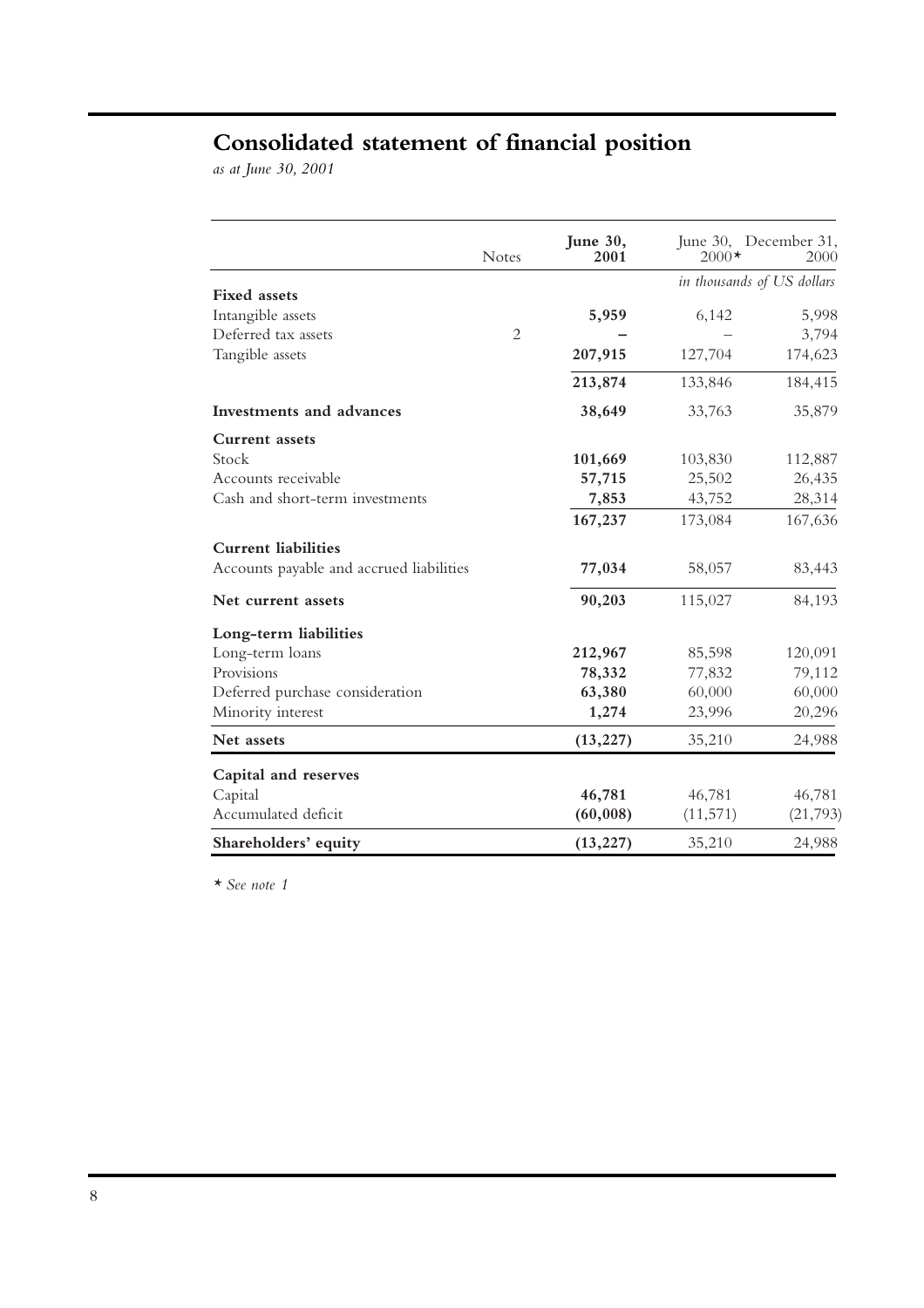# Consolidated statement of financial position

*as at June 30, 2001*

| | Notes | **June 30, 2001** | June 30, 2000* | December 31, 2000 |
|---|---|---|---|---|
| | | | *in thousands of US dollars* | |
| **Fixed assets** | | | | |
| Intangible assets | | **5,959** | 6,142 | 5,998 |
| Deferred tax assets | 2 | **–** | – | 3,794 |
| Tangible assets | | **207,915** | 127,704 | 174,623 |
| | | **213,874** | 133,846 | 184,415 |
| **Investments and advances** | | **38,649** | 33,763 | 35,879 |
| **Current assets** | | | | |
| Stock | | **101,669** | 103,830 | 112,887 |
| Accounts receivable | | **57,715** | 25,502 | 26,435 |
| Cash and short-term investments | | **7,853** | 43,752 | 28,314 |
| | | **167,237** | 173,084 | 167,636 |
| **Current liabilities** | | | | |
| Accounts payable and accrued liabilities | | **77,034** | 58,057 | 83,443 |
| **Net current assets** | | **90,203** | 115,027 | 84,193 |
| **Long-term liabilities** | | | | |
| Long-term loans | | **212,967** | 85,598 | 120,091 |
| Provisions | | **78,332** | 77,832 | 79,112 |
| Deferred purchase consideration | | **63,380** | 60,000 | 60,000 |
| Minority interest | | **1,274** | 23,996 | 20,296 |
| **Net assets** | | **(13,227)** | 35,210 | 24,988 |
| **Capital and reserves** | | | | |
| Capital | | **46,781** | 46,781 | 46,781 |
| Accumulated deficit | | **(60,008)** | (11,571) | (21,793) |
| **Shareholders' equity** | | **(13,227)** | 35,210 | 24,988 |

* *See note 1*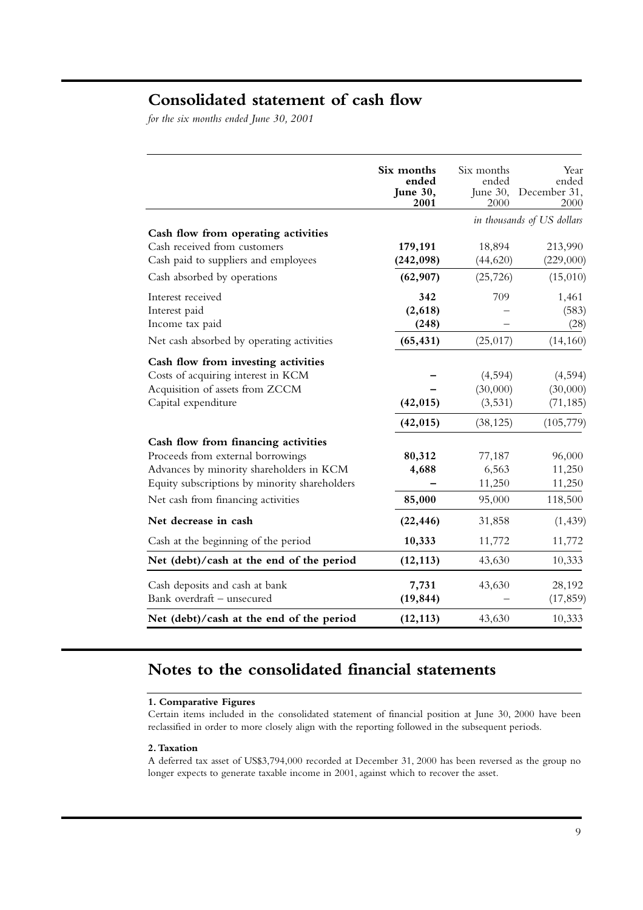## Consolidated statement of cash flow

*for the six months ended June 30, 2001*

| | **Six months ended June 30, 2001** | Six months ended June 30, 2000 | Year ended December 31, 2000 |
|---|---|---|---|
| | | *in thousands of US dollars* | |
| **Cash flow from operating activities** | | | |
| Cash received from customers | **179,191** | 18,894 | 213,990 |
| Cash paid to suppliers and employees | **(242,098)** | (44,620) | (229,000) |
| Cash absorbed by operations | **(62,907)** | (25,726) | (15,010) |
| Interest received | **342** | 709 | 1,461 |
| Interest paid | **(2,618)** | – | (583) |
| Income tax paid | **(248)** | – | (28) |
| Net cash absorbed by operating activities | **(65,431)** | (25,017) | (14,160) |
| **Cash flow from investing activities** | | | |
| Costs of acquiring interest in KCM | **–** | (4,594) | (4,594) |
| Acquisition of assets from ZCCM | **–** | (30,000) | (30,000) |
| Capital expenditure | **(42,015)** | (3,531) | (71,185) |
| | **(42,015)** | (38,125) | (105,779) |
| **Cash flow from financing activities** | | | |
| Proceeds from external borrowings | **80,312** | 77,187 | 96,000 |
| Advances by minority shareholders in KCM | **4,688** | 6,563 | 11,250 |
| Equity subscriptions by minority shareholders | **–** | 11,250 | 11,250 |
| Net cash from financing activities | **85,000** | 95,000 | 118,500 |
| **Net decrease in cash** | **(22,446)** | 31,858 | (1,439) |
| Cash at the beginning of the period | **10,333** | 11,772 | 11,772 |
| **Net (debt)/cash at the end of the period** | **(12,113)** | 43,630 | 10,333 |
| Cash deposits and cash at bank | **7,731** | 43,630 | 28,192 |
| Bank overdraft – unsecured | **(19,844)** | – | (17,859) |
| **Net (debt)/cash at the end of the period** | **(12,113)** | 43,630 | 10,333 |

## Notes to the consolidated financial statements

**1. Comparative Figures**

Certain items included in the consolidated statement of financial position at June 30, 2000 have been reclassified in order to more closely align with the reporting followed in the subsequent periods.

**2. Taxation**

A deferred tax asset of US$3,794,000 recorded at December 31, 2000 has been reversed as the group no longer expects to generate taxable income in 2001, against which to recover the asset.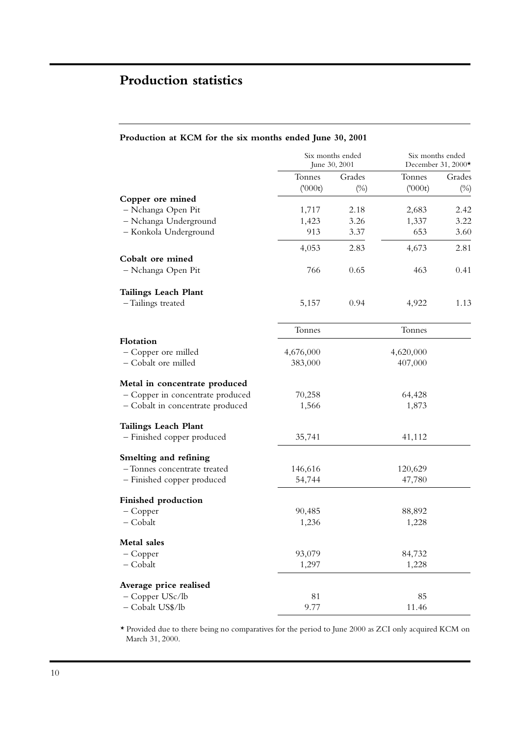## Production statistics

### Production at KCM for the six months ended June 30, 2001

| | Six months ended June 30, 2001 | | Six months ended December 31, 2000* | |
|---|---|---|---|---|
| | Tonnes ('000t) | Grades (%) | Tonnes ('000t) | Grades (%) |
| **Copper ore mined** | | | | |
| – Nchanga Open Pit | 1,717 | 2.18 | 2,683 | 2.42 |
| – Nchanga Underground | 1,423 | 3.26 | 1,337 | 3.22 |
| – Konkola Underground | 913 | 3.37 | 653 | 3.60 |
| | 4,053 | 2.83 | 4,673 | 2.81 |
| **Cobalt ore mined** | | | | |
| – Nchanga Open Pit | 766 | 0.65 | 463 | 0.41 |
| **Tailings Leach Plant** | | | | |
| – Tailings treated | 5,157 | 0.94 | 4,922 | 1.13 |

| | Six months ended June 30, 2001 Tonnes | Six months ended December 31, 2000* Tonnes |
|---|---|---|
| **Flotation** | | |
| – Copper ore milled | 4,676,000 | 4,620,000 |
| – Cobalt ore milled | 383,000 | 407,000 |
| **Metal in concentrate produced** | | |
| – Copper in concentrate produced | 70,258 | 64,428 |
| – Cobalt in concentrate produced | 1,566 | 1,873 |
| **Tailings Leach Plant** | | |
| – Finished copper produced | 35,741 | 41,112 |
| **Smelting and refining** | | |
| – Tonnes concentrate treated | 146,616 | 120,629 |
| – Finished copper produced | 54,744 | 47,780 |
| **Finished production** | | |
| – Copper | 90,485 | 88,892 |
| – Cobalt | 1,236 | 1,228 |
| **Metal sales** | | |
| – Copper | 93,079 | 84,732 |
| – Cobalt | 1,297 | 1,228 |
| **Average price realised** | | |
| – Copper USc/lb | 81 | 85 |
| – Cobalt US$/lb | 9.77 | 11.46 |

* Provided due to there being no comparatives for the period to June 2000 as ZCI only acquired KCM on March 31, 2000.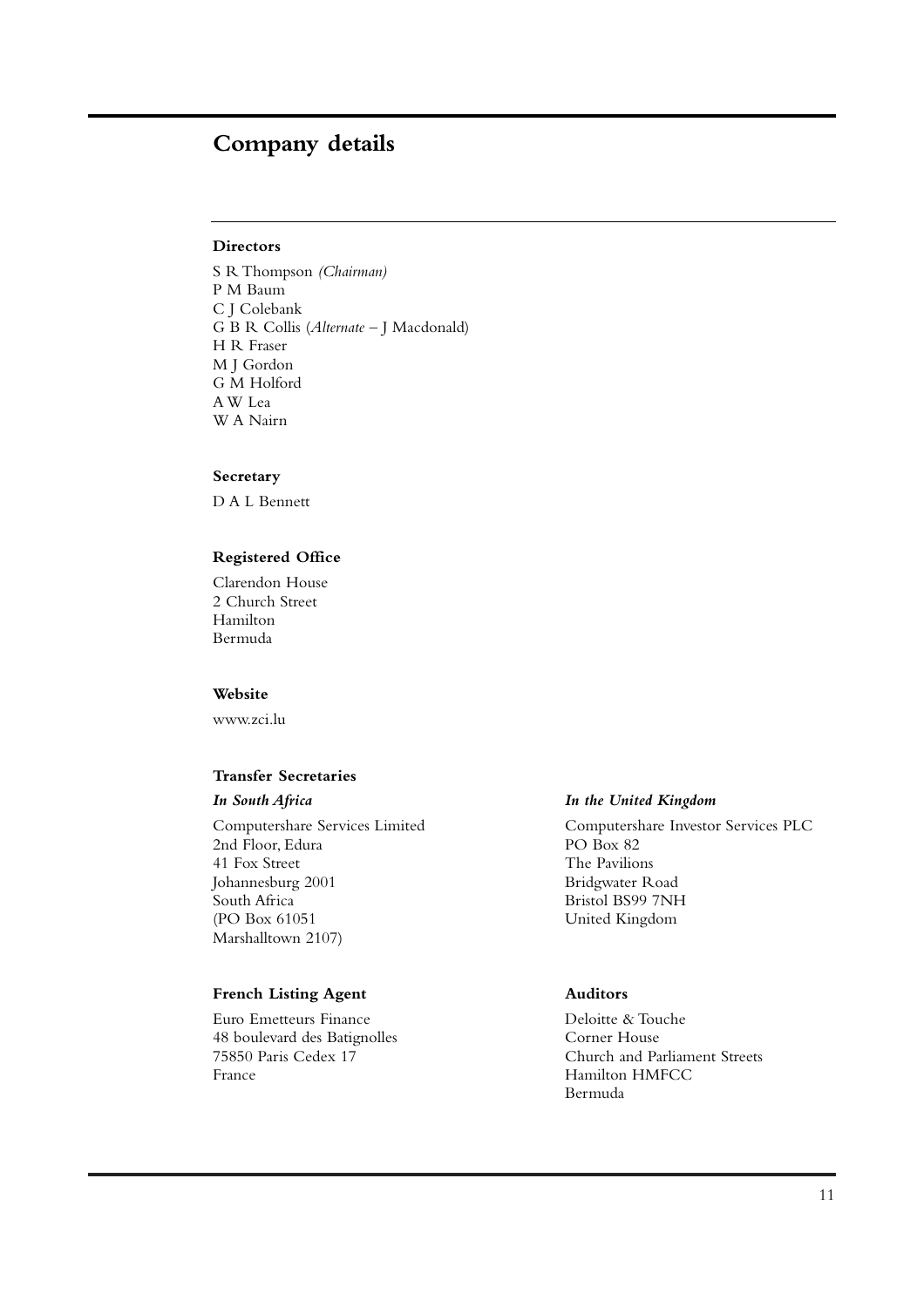# Company details

### Directors

S R Thompson *(Chairman)*
P M Baum
C J Colebank
G B R Collis (*Alternate* – J Macdonald)
H R Fraser
M J Gordon
G M Holford
A W Lea
W A Nairn

### Secretary

D A L Bennett

### Registered Office

Clarendon House
2 Church Street
Hamilton
Bermuda

### Website

www.zci.lu

### Transfer Secretaries

***In South Africa***

Computershare Services Limited
2nd Floor, Edura
41 Fox Street
Johannesburg 2001
South Africa
(PO Box 61051
Marshalltown 2107)

***In the United Kingdom***

Computershare Investor Services PLC
PO Box 82
The Pavilions
Bridgwater Road
Bristol BS99 7NH
United Kingdom

### French Listing Agent

Euro Emetteurs Finance
48 boulevard des Batignolles
75850 Paris Cedex 17
France

### Auditors

Deloitte & Touche
Corner House
Church and Parliament Streets
Hamilton HMFCC
Bermuda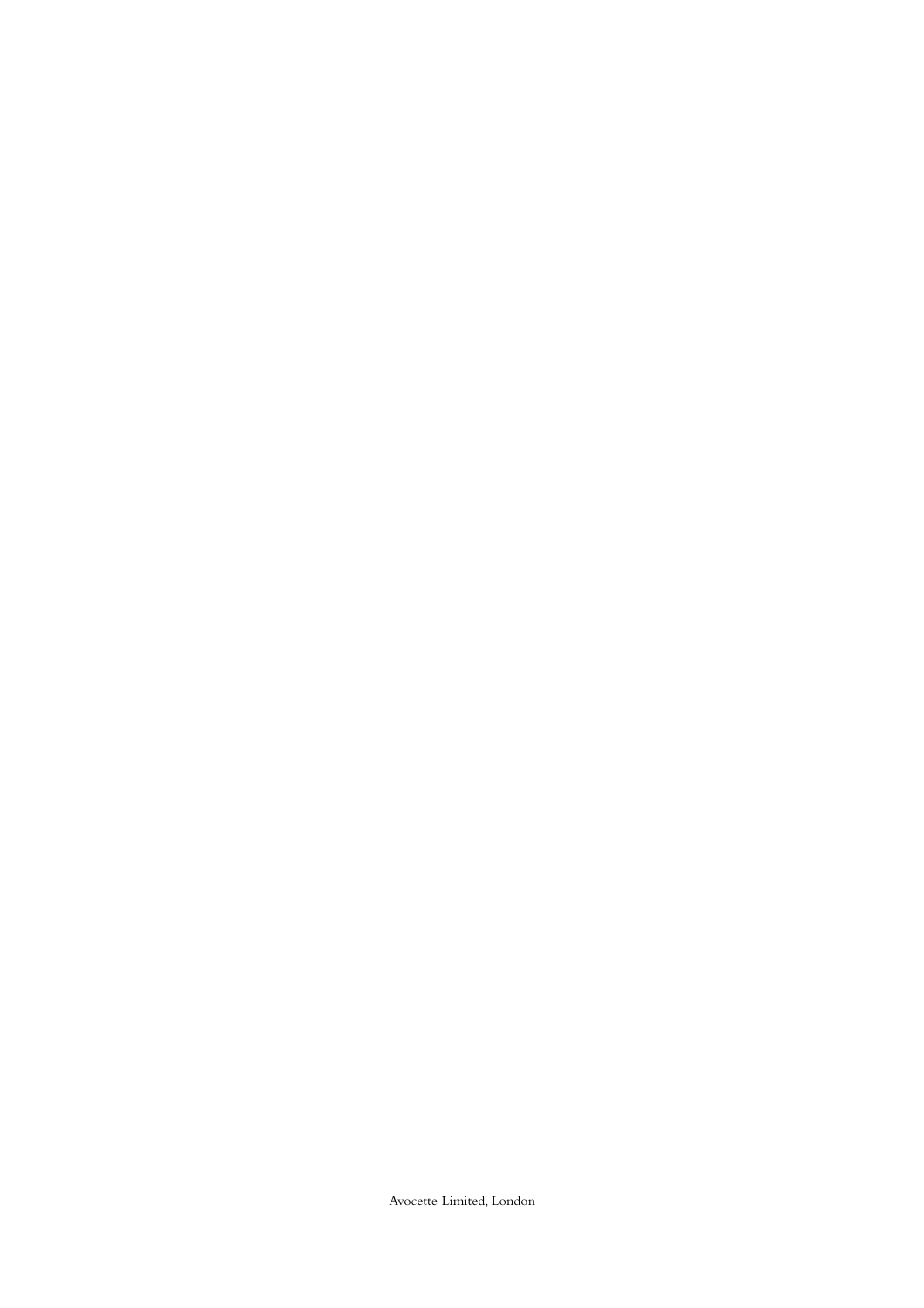Avocette Limited, London